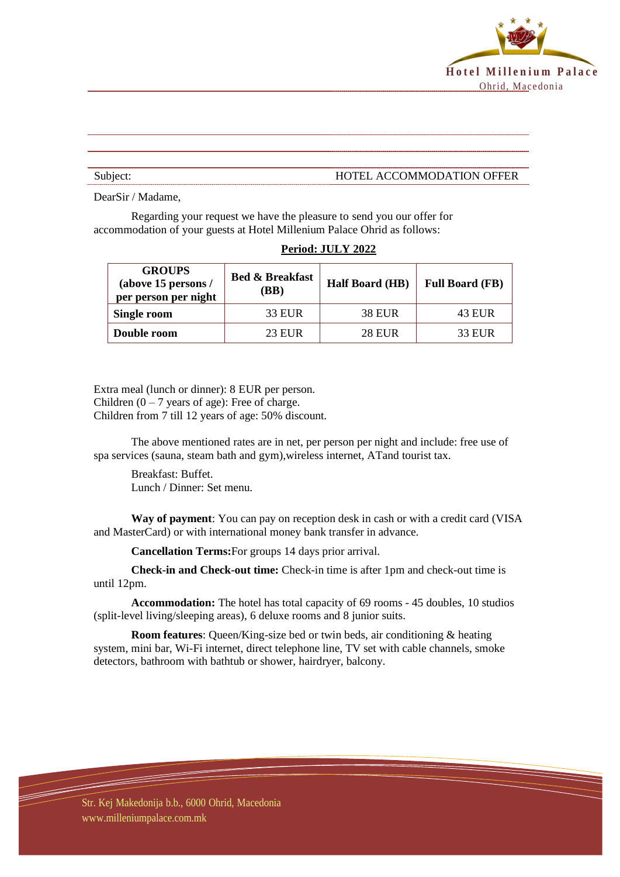Hotel Millenium Palace
Ohrid, Macedonia

Subject: HOTEL ACCOMMODATION OFFER

DearSir / Madame,

Regarding your request we have the pleasure to send you our offer for accommodation of your guests at Hotel Millenium Palace Ohrid as follows:

**Period: JULY 2022**

| GROUPS (above 15 persons / per person per night | Bed & Breakfast (BB) | Half Board (HB) | Full Board (FB) |
|---|---|---|---|
| **Single room** | 33 EUR | 38 EUR | 43 EUR |
| **Double room** | 23 EUR | 28 EUR | 33 EUR |

Extra meal (lunch or dinner): 8 EUR per person.
Children (0 – 7 years of age): Free of charge.
Children from 7 till 12 years of age: 50% discount.

The above mentioned rates are in net, per person per night and include: free use of spa services (sauna, steam bath and gym),wireless internet, ATand tourist tax.

Breakfast: Buffet.
Lunch / Dinner: Set menu.

**Way of payment**: You can pay on reception desk in cash or with a credit card (VISA and MasterCard) or with international money bank transfer in advance.

**Cancellation Terms:**For groups 14 days prior arrival.

**Check-in and Check-out time:** Check-in time is after 1pm and check-out time is until 12pm.

**Accommodation:** The hotel has total capacity of 69 rooms - 45 doubles, 10 studios (split-level living/sleeping areas), 6 deluxe rooms and 8 junior suits.

**Room features**: Queen/King-size bed or twin beds, air conditioning & heating system, mini bar, Wi-Fi internet, direct telephone line, TV set with cable channels, smoke detectors, bathroom with bathtub or shower, hairdryer, balcony.

Str. Kej Makedonija b.b., 6000 Ohrid, Macedonia
www.milleniumpalace.com.mk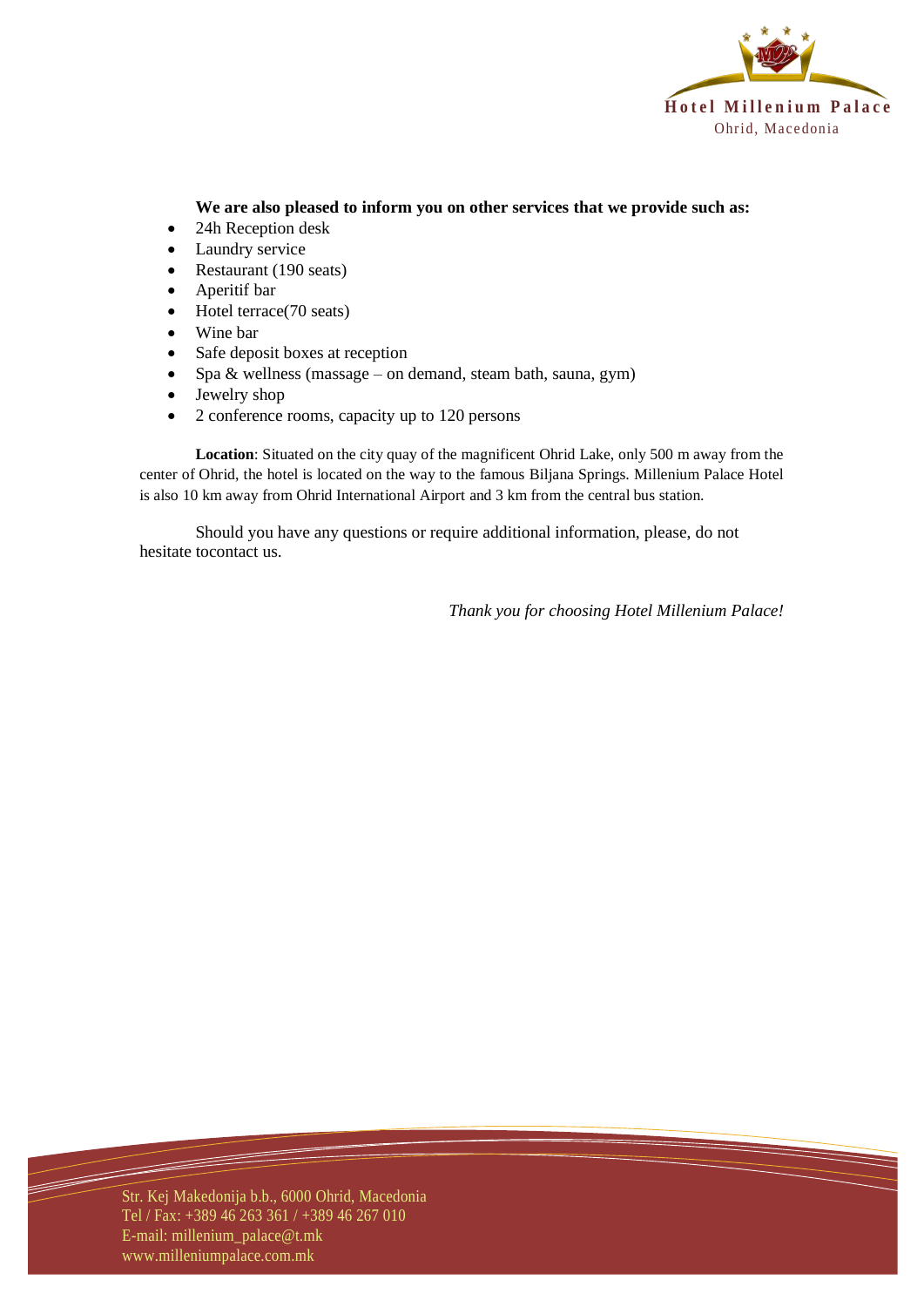**We are also pleased to inform you on other services that we provide such as:**

- 24h Reception desk
- Laundry service
- Restaurant (190 seats)
- Aperitif bar
- Hotel terrace(70 seats)
- Wine bar
- Safe deposit boxes at reception
- Spa & wellness (massage – on demand, steam bath, sauna, gym)
- Jewelry shop
- 2 conference rooms, capacity up to 120 persons

**Location**: Situated on the city quay of the magnificent Ohrid Lake, only 500 m away from the center of Ohrid, the hotel is located on the way to the famous Biljana Springs. Millenium Palace Hotel is also 10 km away from Ohrid International Airport and 3 km from the central bus station.

Should you have any questions or require additional information, please, do not hesitate tocontact us.

*Thank you for choosing Hotel Millenium Palace!*

Str. Kej Makedonija b.b., 6000 Ohrid, Macedonia
Tel / Fax: +389 46 263 361 / +389 46 267 010
E-mail: millenium_palace@t.mk
www.milleniumpalace.com.mk